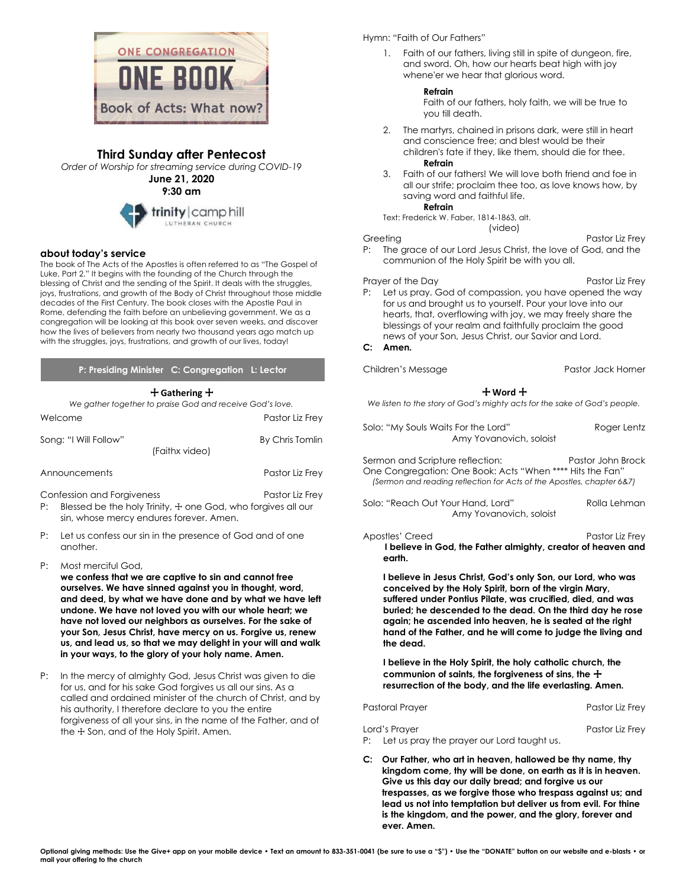ONE CONGREGATION

ONE BOOK

Book of Acts: What now?

## Third Sunday after Pentecost

*Order of Worship for streaming service during COVID-19*

**June 21, 2020**

**9:30 am**

trinity | camp hill LUTHERAN CHURCH

### about today's service

The book of The Acts of the Apostles is often referred to as "The Gospel of Luke, Part 2." It begins with the founding of the Church through the blessing of Christ and the sending of the Spirit. It deals with the struggles, joys, frustrations, and growth of the Body of Christ throughout those middle decades of the First Century. The book closes with the Apostle Paul in Rome, defending the faith before an unbelieving government. We as a congregation will be looking at this book over seven weeks, and discover how the lives of believers from nearly two thousand years ago match up with the struggles, joys, frustrations, and growth of our lives, today!

**P: Presiding Minister   C: Congregation   L: Lector**

### ☩ Gathering ☩

*We gather together to praise God and receive God's love.*

Welcome — Pastor Liz Frey

Song: "I Will Follow" — By Chris Tomlin
(Faithx video)

Announcements — Pastor Liz Frey

Confession and Forgiveness — Pastor Liz Frey

P: Blessed be the holy Trinity, ☩ one God, who forgives all our sin, whose mercy endures forever. Amen.

P: Let us confess our sin in the presence of God and of one another.

P: Most merciful God,
**we confess that we are captive to sin and cannot free ourselves. We have sinned against you in thought, word, and deed, by what we have done and by what we have left undone. We have not loved you with our whole heart; we have not loved our neighbors as ourselves. For the sake of your Son, Jesus Christ, have mercy on us. Forgive us, renew us, and lead us, so that we may delight in your will and walk in your ways, to the glory of your holy name. Amen.**

P: In the mercy of almighty God, Jesus Christ was given to die for us, and for his sake God forgives us all our sins. As a called and ordained minister of the church of Christ, and by his authority, I therefore declare to you the entire forgiveness of all your sins, in the name of the Father, and of the ☩ Son, and of the Holy Spirit. Amen.

Hymn: "Faith of Our Fathers"

1. Faith of our fathers, living still in spite of dungeon, fire, and sword. Oh, how our hearts beat high with joy whene'er we hear that glorious word.

   **Refrain**
   Faith of our fathers, holy faith, we will be true to you till death.

2. The martyrs, chained in prisons dark, were still in heart and conscience free; and blest would be their children's fate if they, like them, should die for thee.
   **Refrain**
3. Faith of our fathers! We will love both friend and foe in all our strife; proclaim thee too, as love knows how, by saving word and faithful life.
   **Refrain**

Text: Frederick W. Faber, 1814-1863, alt.
(video)

Greeting — Pastor Liz Frey

P: The grace of our Lord Jesus Christ, the love of God, and the communion of the Holy Spirit be with you all.

Prayer of the Day — Pastor Liz Frey

P: Let us pray. God of compassion, you have opened the way for us and brought us to yourself. Pour your love into our hearts, that, overflowing with joy, we may freely share the blessings of your realm and faithfully proclaim the good news of your Son, Jesus Christ, our Savior and Lord.

**C: Amen.**

Children's Message — Pastor Jack Horner

### ☩ Word ☩

*We listen to the story of God's mighty acts for the sake of God's people.*

Solo: "My Souls Waits For the Lord" — Roger Lentz
Amy Yovanovich, soloist

Sermon and Scripture reflection: — Pastor John Brock
One Congregation: One Book: Acts "When **** Hits the Fan"
*(Sermon and reading reflection for Acts of the Apostles, chapter 6&7)*

Solo: "Reach Out Your Hand, Lord" — Rolla Lehman
Amy Yovanovich, soloist

Apostles' Creed — Pastor Liz Frey

**I believe in God, the Father almighty, creator of heaven and earth.**

**I believe in Jesus Christ, God's only Son, our Lord, who was conceived by the Holy Spirit, born of the virgin Mary, suffered under Pontius Pilate, was crucified, died, and was buried; he descended to the dead. On the third day he rose again; he ascended into heaven, he is seated at the right hand of the Father, and he will come to judge the living and the dead.**

**I believe in the Holy Spirit, the holy catholic church, the communion of saints, the forgiveness of sins, the ☩ resurrection of the body, and the life everlasting. Amen.**

Pastoral Prayer — Pastor Liz Frey

Lord's Prayer — Pastor Liz Frey

P: Let us pray the prayer our Lord taught us.

**C: Our Father, who art in heaven, hallowed be thy name, thy kingdom come, thy will be done, on earth as it is in heaven. Give us this day our daily bread; and forgive us our trespasses, as we forgive those who trespass against us; and lead us not into temptation but deliver us from evil. For thine is the kingdom, and the power, and the glory, forever and ever. Amen.**

**Optional giving methods: Use the Give+ app on your mobile device • Text an amount to 833-351-0041 (be sure to use a "$") • Use the "DONATE" button on our website and e-blasts • or mail your offering to the church**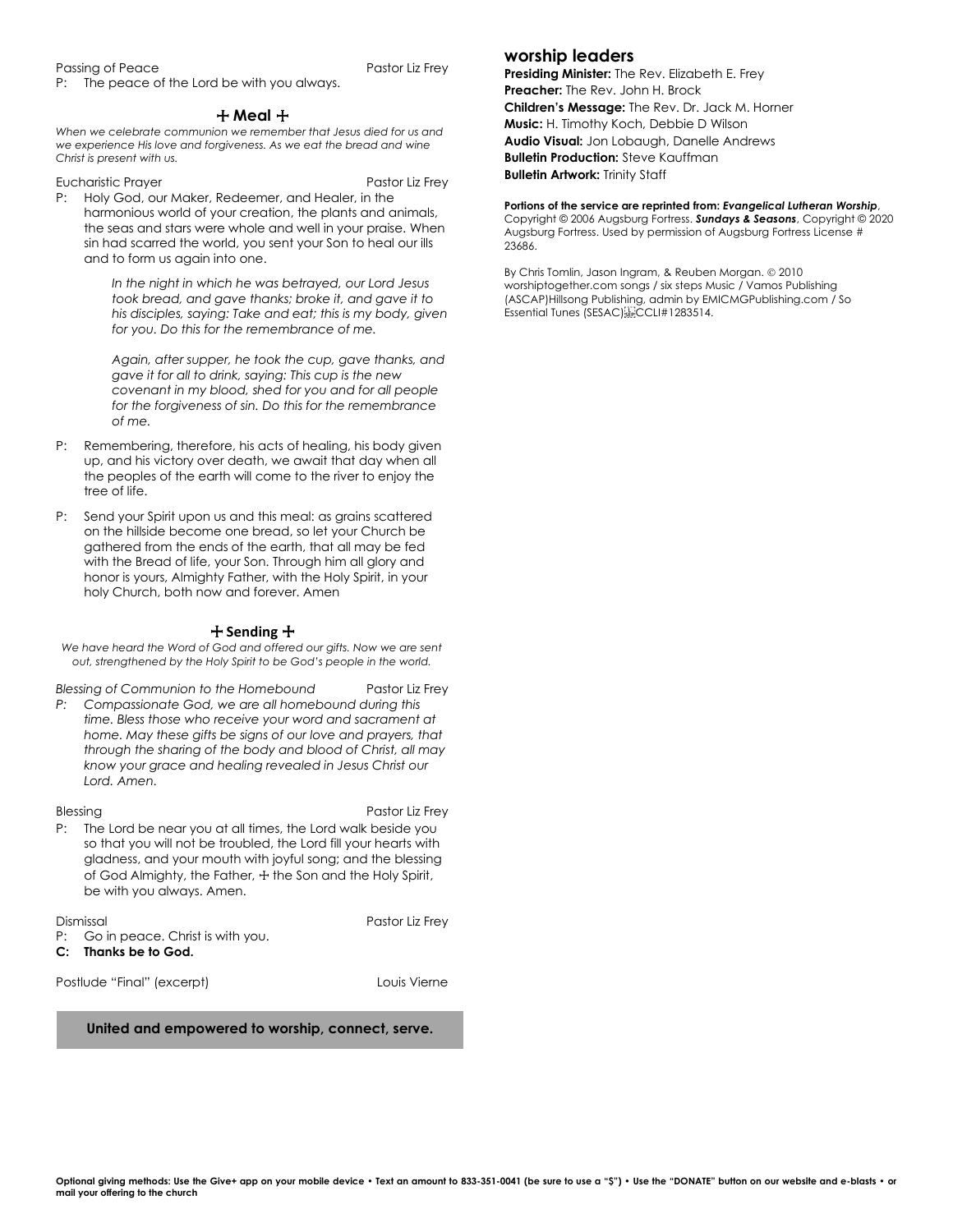Passing of Peace Pastor Liz Frey

P: The peace of the Lord be with you always.

## ☩ Meal ☩

*When we celebrate communion we remember that Jesus died for us and we experience His love and forgiveness. As we eat the bread and wine Christ is present with us.*

Eucharistic Prayer Pastor Liz Frey

P: Holy God, our Maker, Redeemer, and Healer, in the harmonious world of your creation, the plants and animals, the seas and stars were whole and well in your praise. When sin had scarred the world, you sent your Son to heal our ills and to form us again into one.

> *In the night in which he was betrayed, our Lord Jesus took bread, and gave thanks; broke it, and gave it to his disciples, saying: Take and eat; this is my body, given for you. Do this for the remembrance of me.*
>
> *Again, after supper, he took the cup, gave thanks, and gave it for all to drink, saying: This cup is the new covenant in my blood, shed for you and for all people for the forgiveness of sin. Do this for the remembrance of me.*

P: Remembering, therefore, his acts of healing, his body given up, and his victory over death, we await that day when all the peoples of the earth will come to the river to enjoy the tree of life.

P: Send your Spirit upon us and this meal: as grains scattered on the hillside become one bread, so let your Church be gathered from the ends of the earth, that all may be fed with the Bread of life, your Son. Through him all glory and honor is yours, Almighty Father, with the Holy Spirit, in your holy Church, both now and forever. Amen

## ☩ Sending ☩

*We have heard the Word of God and offered our gifts. Now we are sent out, strengthened by the Holy Spirit to be God's people in the world.*

*Blessing of Communion to the Homebound* Pastor Liz Frey

*P: Compassionate God, we are all homebound during this time. Bless those who receive your word and sacrament at home. May these gifts be signs of our love and prayers, that through the sharing of the body and blood of Christ, all may know your grace and healing revealed in Jesus Christ our Lord. Amen.*

Blessing Pastor Liz Frey

P: The Lord be near you at all times, the Lord walk beside you so that you will not be troubled, the Lord fill your hearts with gladness, and your mouth with joyful song; and the blessing of God Almighty, the Father, ☩ the Son and the Holy Spirit, be with you always. Amen.

Dismissal Pastor Liz Frey

P: Go in peace. Christ is with you.

**C: Thanks be to God.**

Postlude "Final" (excerpt) Louis Vierne

**United and empowered to worship, connect, serve.**

## worship leaders

**Presiding Minister:** The Rev. Elizabeth E. Frey
**Preacher:** The Rev. John H. Brock
**Children's Message:** The Rev. Dr. Jack M. Horner
**Music:** H. Timothy Koch, Debbie D Wilson
**Audio Visual:** Jon Lobaugh, Danelle Andrews
**Bulletin Production:** Steve Kauffman
**Bulletin Artwork:** Trinity Staff

**Portions of the service are reprinted from: *Evangelical Lutheran Worship***, Copyright © 2006 Augsburg Fortress. ***Sundays & Seasons***, Copyright © 2020 Augsburg Fortress. Used by permission of Augsburg Fortress License # 23686.

By Chris Tomlin, Jason Ingram, & Reuben Morgan. © 2010 worshiptogether.com songs / six steps Music / Vamos Publishing (ASCAP)Hillsong Publishing, admin by EMICMGPublishing.com / So Essential Tunes (SESAC) CCLI#1283514.

**Optional giving methods: Use the Give+ app on your mobile device • Text an amount to 833-351-0041 (be sure to use a "$") • Use the "DONATE" button on our website and e-blasts • or mail your offering to the church**